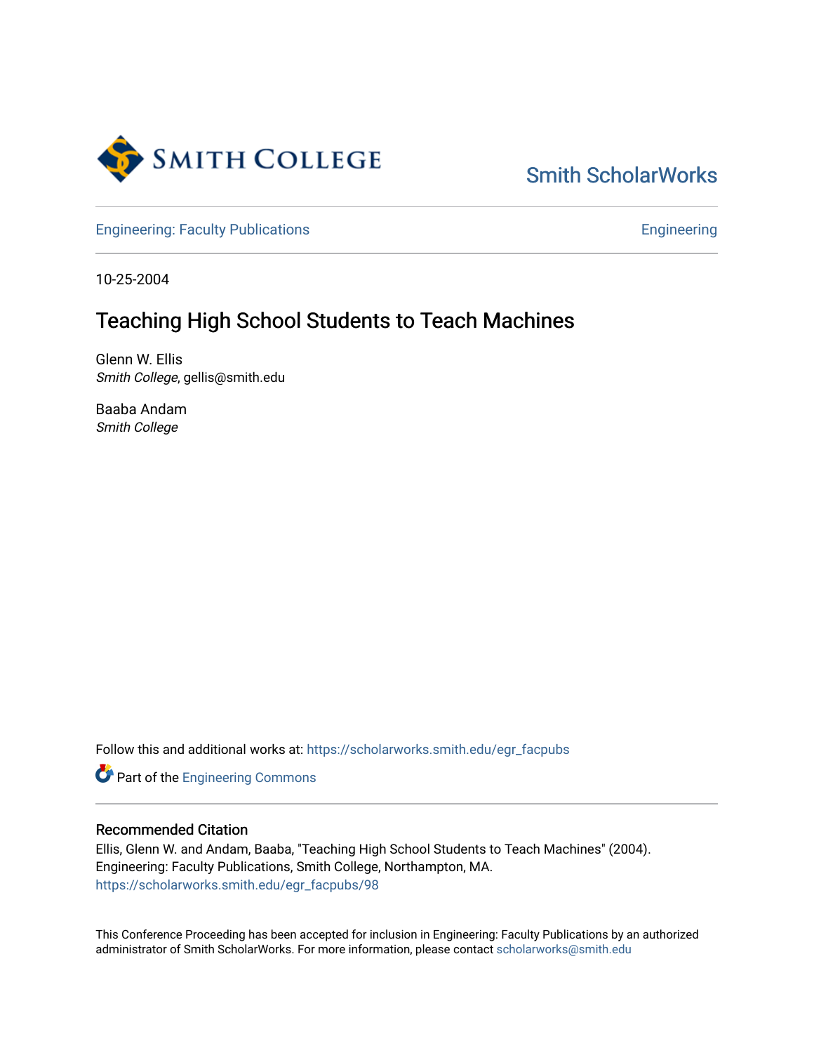Smith College

Smith ScholarWorks

Engineering: Faculty Publications

Engineering

10-25-2004

# Teaching High School Students to Teach Machines

Glenn W. Ellis
*Smith College*, gellis@smith.edu

Baaba Andam
*Smith College*

Follow this and additional works at: https://scholarworks.smith.edu/egr_facpubs

Part of the Engineering Commons

## Recommended Citation

Ellis, Glenn W. and Andam, Baaba, "Teaching High School Students to Teach Machines" (2004). Engineering: Faculty Publications, Smith College, Northampton, MA.
https://scholarworks.smith.edu/egr_facpubs/98

This Conference Proceeding has been accepted for inclusion in Engineering: Faculty Publications by an authorized administrator of Smith ScholarWorks. For more information, please contact scholarworks@smith.edu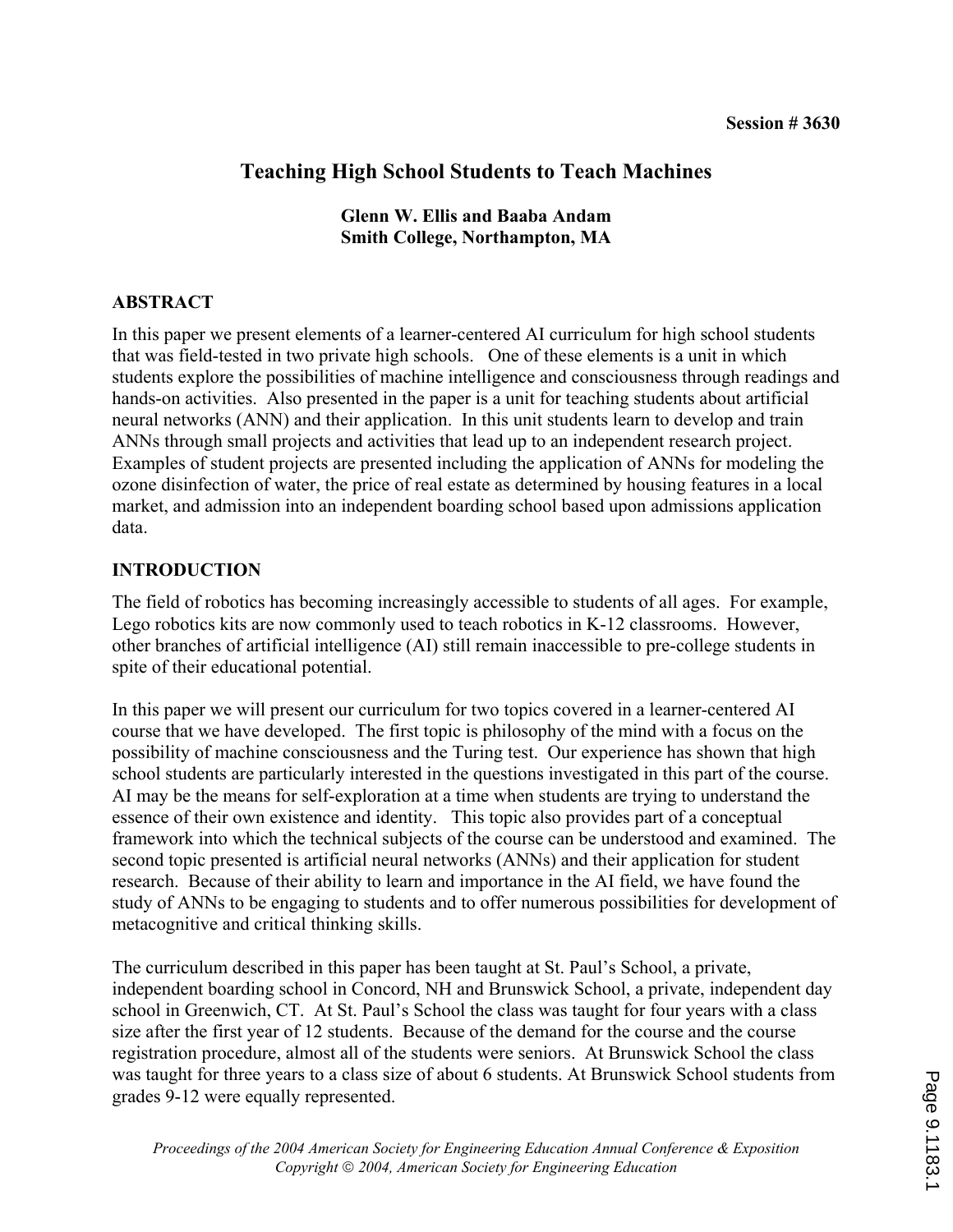Session # 3630

# Teaching High School Students to Teach Machines

**Glenn W. Ellis and Baaba Andam**
**Smith College, Northampton, MA**

## ABSTRACT

In this paper we present elements of a learner-centered AI curriculum for high school students that was field-tested in two private high schools. One of these elements is a unit in which students explore the possibilities of machine intelligence and consciousness through readings and hands-on activities. Also presented in the paper is a unit for teaching students about artificial neural networks (ANN) and their application. In this unit students learn to develop and train ANNs through small projects and activities that lead up to an independent research project. Examples of student projects are presented including the application of ANNs for modeling the ozone disinfection of water, the price of real estate as determined by housing features in a local market, and admission into an independent boarding school based upon admissions application data.

## INTRODUCTION

The field of robotics has becoming increasingly accessible to students of all ages. For example, Lego robotics kits are now commonly used to teach robotics in K-12 classrooms. However, other branches of artificial intelligence (AI) still remain inaccessible to pre-college students in spite of their educational potential.

In this paper we will present our curriculum for two topics covered in a learner-centered AI course that we have developed. The first topic is philosophy of the mind with a focus on the possibility of machine consciousness and the Turing test. Our experience has shown that high school students are particularly interested in the questions investigated in this part of the course. AI may be the means for self-exploration at a time when students are trying to understand the essence of their own existence and identity. This topic also provides part of a conceptual framework into which the technical subjects of the course can be understood and examined. The second topic presented is artificial neural networks (ANNs) and their application for student research. Because of their ability to learn and importance in the AI field, we have found the study of ANNs to be engaging to students and to offer numerous possibilities for development of metacognitive and critical thinking skills.

The curriculum described in this paper has been taught at St. Paul's School, a private, independent boarding school in Concord, NH and Brunswick School, a private, independent day school in Greenwich, CT. At St. Paul's School the class was taught for four years with a class size after the first year of 12 students. Because of the demand for the course and the course registration procedure, almost all of the students were seniors. At Brunswick School the class was taught for three years to a class size of about 6 students. At Brunswick School students from grades 9-12 were equally represented.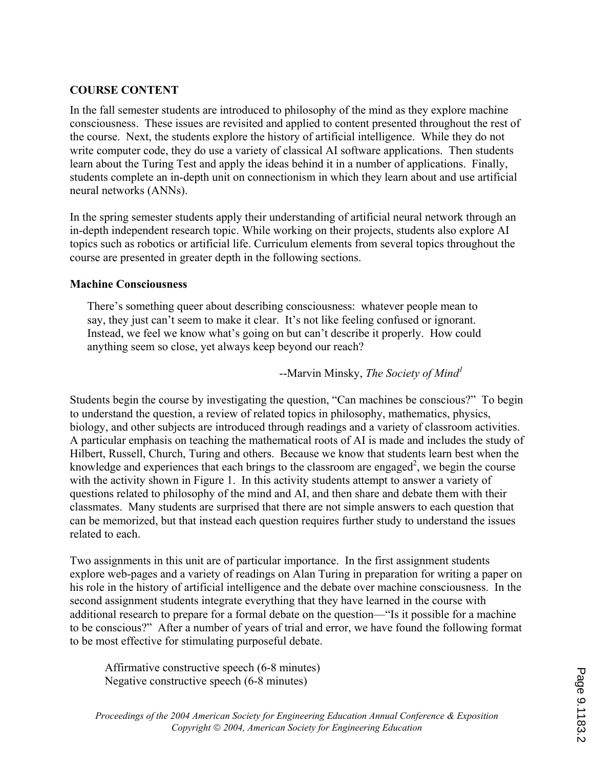## COURSE CONTENT

In the fall semester students are introduced to philosophy of the mind as they explore machine consciousness. These issues are revisited and applied to content presented throughout the rest of the course. Next, the students explore the history of artificial intelligence. While they do not write computer code, they do use a variety of classical AI software applications. Then students learn about the Turing Test and apply the ideas behind it in a number of applications. Finally, students complete an in-depth unit on connectionism in which they learn about and use artificial neural networks (ANNs).

In the spring semester students apply their understanding of artificial neural network through an in-depth independent research topic. While working on their projects, students also explore AI topics such as robotics or artificial life. Curriculum elements from several topics throughout the course are presented in greater depth in the following sections.

### Machine Consciousness

> There's something queer about describing consciousness: whatever people mean to say, they just can't seem to make it clear. It's not like feeling confused or ignorant. Instead, we feel we know what's going on but can't describe it properly. How could anything seem so close, yet always keep beyond our reach?
>
> --Marvin Minsky, *The Society of Mind*[1]

Students begin the course by investigating the question, "Can machines be conscious?" To begin to understand the question, a review of related topics in philosophy, mathematics, physics, biology, and other subjects are introduced through readings and a variety of classroom activities. A particular emphasis on teaching the mathematical roots of AI is made and includes the study of Hilbert, Russell, Church, Turing and others. Because we know that students learn best when the knowledge and experiences that each brings to the classroom are engaged[2], we begin the course with the activity shown in Figure 1. In this activity students attempt to answer a variety of questions related to philosophy of the mind and AI, and then share and debate them with their classmates. Many students are surprised that there are not simple answers to each question that can be memorized, but that instead each question requires further study to understand the issues related to each.

Two assignments in this unit are of particular importance. In the first assignment students explore web-pages and a variety of readings on Alan Turing in preparation for writing a paper on his role in the history of artificial intelligence and the debate over machine consciousness. In the second assignment students integrate everything that they have learned in the course with additional research to prepare for a formal debate on the question—"Is it possible for a machine to be conscious?" After a number of years of trial and error, we have found the following format to be most effective for stimulating purposeful debate.

Affirmative constructive speech (6-8 minutes)
Negative constructive speech (6-8 minutes)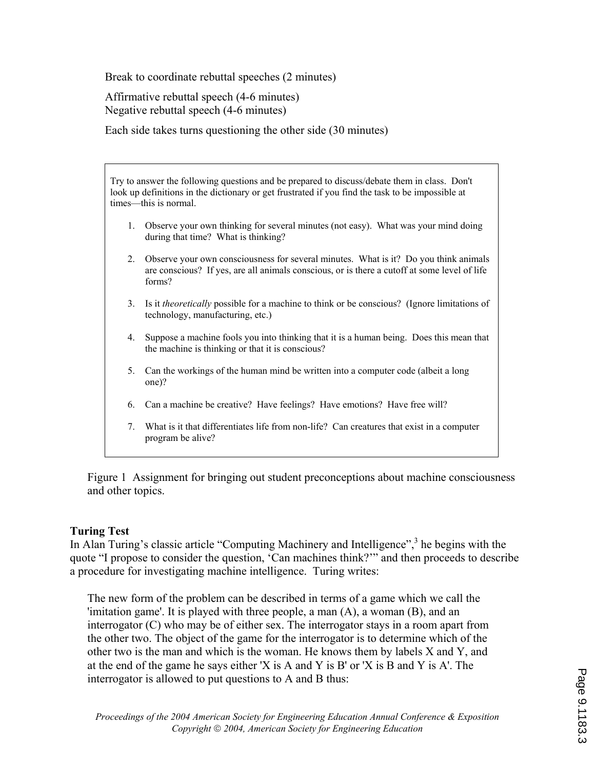Break to coordinate rebuttal speeches (2 minutes)

Affirmative rebuttal speech (4-6 minutes)
Negative rebuttal speech (4-6 minutes)

Each side takes turns questioning the other side (30 minutes)

> Try to answer the following questions and be prepared to discuss/debate them in class. Don't look up definitions in the dictionary or get frustrated if you find the task to be impossible at times—this is normal.
>
> 1. Observe your own thinking for several minutes (not easy). What was your mind doing during that time? What is thinking?
> 2. Observe your own consciousness for several minutes. What is it? Do you think animals are conscious? If yes, are all animals conscious, or is there a cutoff at some level of life forms?
> 3. Is it *theoretically* possible for a machine to think or be conscious? (Ignore limitations of technology, manufacturing, etc.)
> 4. Suppose a machine fools you into thinking that it is a human being. Does this mean that the machine is thinking or that it is conscious?
> 5. Can the workings of the human mind be written into a computer code (albeit a long one)?
> 6. Can a machine be creative? Have feelings? Have emotions? Have free will?
> 7. What is it that differentiates life from non-life? Can creatures that exist in a computer program be alive?

Figure 1 Assignment for bringing out student preconceptions about machine consciousness and other topics.

**Turing Test**

In Alan Turing's classic article "Computing Machinery and Intelligence",[3] he begins with the quote "I propose to consider the question, 'Can machines think?'" and then proceeds to describe a procedure for investigating machine intelligence. Turing writes:

> The new form of the problem can be described in terms of a game which we call the 'imitation game'. It is played with three people, a man (A), a woman (B), and an interrogator (C) who may be of either sex. The interrogator stays in a room apart from the other two. The object of the game for the interrogator is to determine which of the other two is the man and which is the woman. He knows them by labels X and Y, and at the end of the game he says either 'X is A and Y is B' or 'X is B and Y is A'. The interrogator is allowed to put questions to A and B thus: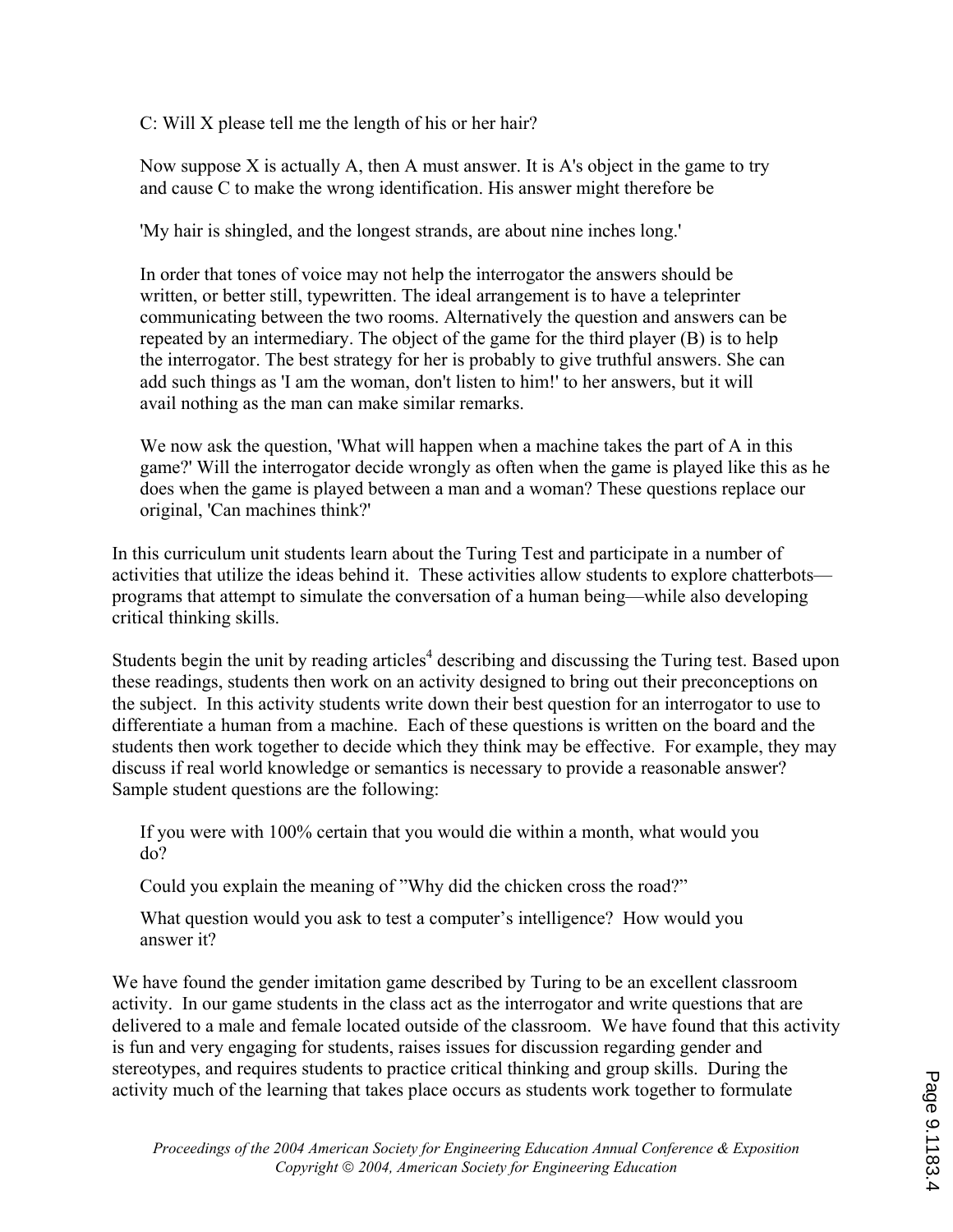> C: Will X please tell me the length of his or her hair?
>
> Now suppose X is actually A, then A must answer. It is A's object in the game to try and cause C to make the wrong identification. His answer might therefore be
>
> 'My hair is shingled, and the longest strands, are about nine inches long.'
>
> In order that tones of voice may not help the interrogator the answers should be written, or better still, typewritten. The ideal arrangement is to have a teleprinter communicating between the two rooms. Alternatively the question and answers can be repeated by an intermediary. The object of the game for the third player (B) is to help the interrogator. The best strategy for her is probably to give truthful answers. She can add such things as 'I am the woman, don't listen to him!' to her answers, but it will avail nothing as the man can make similar remarks.
>
> We now ask the question, 'What will happen when a machine takes the part of A in this game?' Will the interrogator decide wrongly as often when the game is played like this as he does when the game is played between a man and a woman? These questions replace our original, 'Can machines think?'

In this curriculum unit students learn about the Turing Test and participate in a number of activities that utilize the ideas behind it. These activities allow students to explore chatterbots—programs that attempt to simulate the conversation of a human being—while also developing critical thinking skills.

Students begin the unit by reading articles[4] describing and discussing the Turing test. Based upon these readings, students then work on an activity designed to bring out their preconceptions on the subject. In this activity students write down their best question for an interrogator to use to differentiate a human from a machine. Each of these questions is written on the board and the students then work together to decide which they think may be effective. For example, they may discuss if real world knowledge or semantics is necessary to provide a reasonable answer? Sample student questions are the following:

> If you were with 100% certain that you would die within a month, what would you do?
>
> Could you explain the meaning of "Why did the chicken cross the road?"
>
> What question would you ask to test a computer's intelligence? How would you answer it?

We have found the gender imitation game described by Turing to be an excellent classroom activity. In our game students in the class act as the interrogator and write questions that are delivered to a male and female located outside of the classroom. We have found that this activity is fun and very engaging for students, raises issues for discussion regarding gender and stereotypes, and requires students to practice critical thinking and group skills. During the activity much of the learning that takes place occurs as students work together to formulate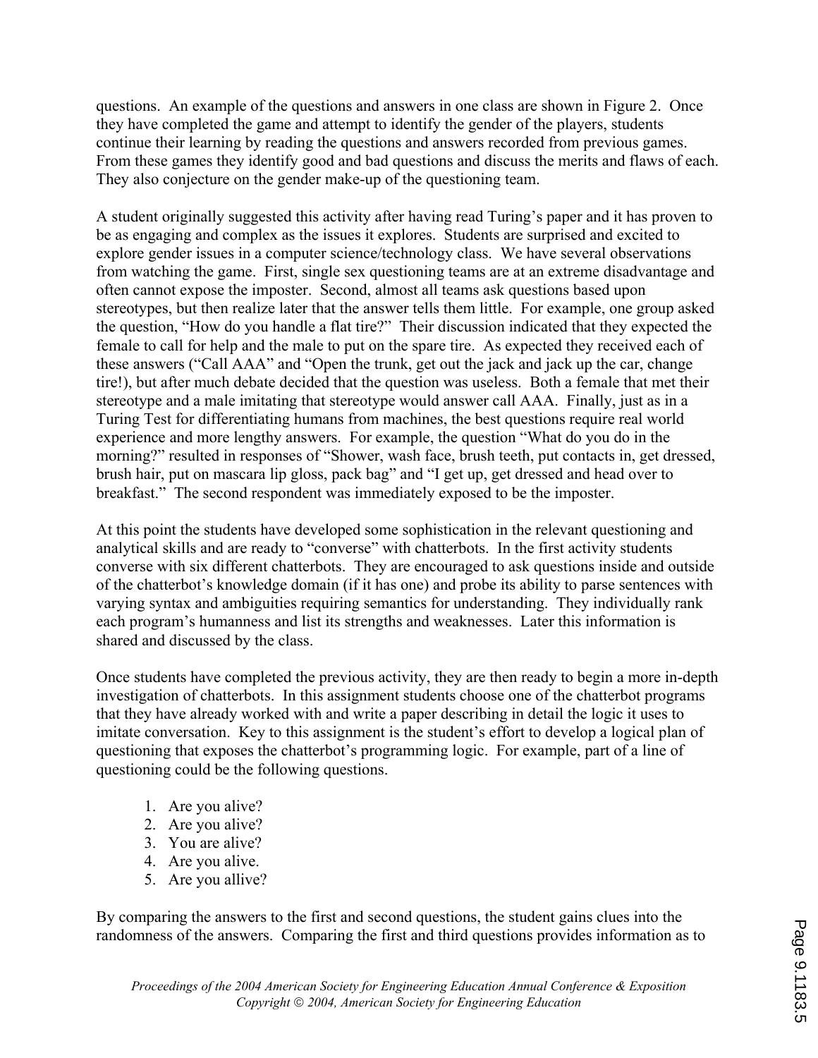questions. An example of the questions and answers in one class are shown in Figure 2. Once they have completed the game and attempt to identify the gender of the players, students continue their learning by reading the questions and answers recorded from previous games. From these games they identify good and bad questions and discuss the merits and flaws of each. They also conjecture on the gender make-up of the questioning team.

A student originally suggested this activity after having read Turing's paper and it has proven to be as engaging and complex as the issues it explores. Students are surprised and excited to explore gender issues in a computer science/technology class. We have several observations from watching the game. First, single sex questioning teams are at an extreme disadvantage and often cannot expose the imposter. Second, almost all teams ask questions based upon stereotypes, but then realize later that the answer tells them little. For example, one group asked the question, "How do you handle a flat tire?" Their discussion indicated that they expected the female to call for help and the male to put on the spare tire. As expected they received each of these answers ("Call AAA" and "Open the trunk, get out the jack and jack up the car, change tire!), but after much debate decided that the question was useless. Both a female that met their stereotype and a male imitating that stereotype would answer call AAA. Finally, just as in a Turing Test for differentiating humans from machines, the best questions require real world experience and more lengthy answers. For example, the question "What do you do in the morning?" resulted in responses of "Shower, wash face, brush teeth, put contacts in, get dressed, brush hair, put on mascara lip gloss, pack bag" and "I get up, get dressed and head over to breakfast." The second respondent was immediately exposed to be the imposter.

At this point the students have developed some sophistication in the relevant questioning and analytical skills and are ready to "converse" with chatterbots. In the first activity students converse with six different chatterbots. They are encouraged to ask questions inside and outside of the chatterbot's knowledge domain (if it has one) and probe its ability to parse sentences with varying syntax and ambiguities requiring semantics for understanding. They individually rank each program's humanness and list its strengths and weaknesses. Later this information is shared and discussed by the class.

Once students have completed the previous activity, they are then ready to begin a more in-depth investigation of chatterbots. In this assignment students choose one of the chatterbot programs that they have already worked with and write a paper describing in detail the logic it uses to imitate conversation. Key to this assignment is the student's effort to develop a logical plan of questioning that exposes the chatterbot's programming logic. For example, part of a line of questioning could be the following questions.

1. Are you alive?
2. Are you alive?
3. You are alive?
4. Are you alive.
5. Are you allive?

By comparing the answers to the first and second questions, the student gains clues into the randomness of the answers. Comparing the first and third questions provides information as to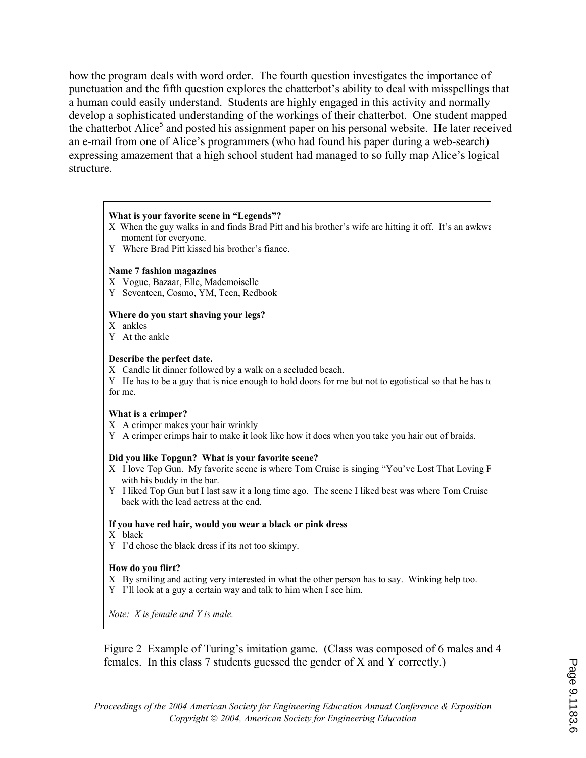how the program deals with word order. The fourth question investigates the importance of punctuation and the fifth question explores the chatterbot's ability to deal with misspellings that a human could easily understand. Students are highly engaged in this activity and normally develop a sophisticated understanding of the workings of their chatterbot. One student mapped the chatterbot Alice[5] and posted his assignment paper on his personal website. He later received an e-mail from one of Alice's programmers (who had found his paper during a web-search) expressing amazement that a high school student had managed to so fully map Alice's logical structure.

**What is your favorite scene in "Legends"?**
X When the guy walks in and finds Brad Pitt and his brother's wife are hitting it off. It's an awkwa moment for everyone.
Y Where Brad Pitt kissed his brother's fiance.

**Name 7 fashion magazines**
X Vogue, Bazaar, Elle, Mademoiselle
Y Seventeen, Cosmo, YM, Teen, Redbook

**Where do you start shaving your legs?**
X ankles
Y At the ankle

**Describe the perfect date.**
X Candle lit dinner followed by a walk on a secluded beach.
Y He has to be a guy that is nice enough to hold doors for me but not to egotistical so that he has to for me.

**What is a crimper?**
X A crimper makes your hair wrinkly
Y A crimper crimps hair to make it look like how it does when you take you hair out of braids.

**Did you like Topgun? What is your favorite scene?**
X I love Top Gun. My favorite scene is where Tom Cruise is singing "You've Lost That Loving F with his buddy in the bar.
Y I liked Top Gun but I last saw it a long time ago. The scene I liked best was where Tom Cruise back with the lead actress at the end.

**If you have red hair, would you wear a black or pink dress**
X black
Y I'd chose the black dress if its not too skimpy.

**How do you flirt?**
X By smiling and acting very interested in what the other person has to say. Winking help too.
Y I'll look at a guy a certain way and talk to him when I see him.

*Note: X is female and Y is male.*

Figure 2 Example of Turing's imitation game. (Class was composed of 6 males and 4 females. In this class 7 students guessed the gender of X and Y correctly.)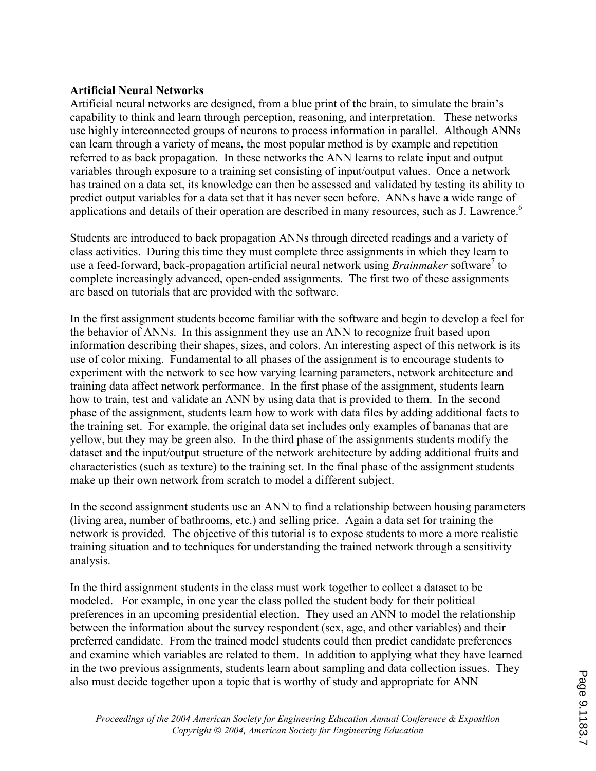**Artificial Neural Networks**

Artificial neural networks are designed, from a blue print of the brain, to simulate the brain's capability to think and learn through perception, reasoning, and interpretation. These networks use highly interconnected groups of neurons to process information in parallel. Although ANNs can learn through a variety of means, the most popular method is by example and repetition referred to as back propagation. In these networks the ANN learns to relate input and output variables through exposure to a training set consisting of input/output values. Once a network has trained on a data set, its knowledge can then be assessed and validated by testing its ability to predict output variables for a data set that it has never seen before. ANNs have a wide range of applications and details of their operation are described in many resources, such as J. Lawrence.[6]

Students are introduced to back propagation ANNs through directed readings and a variety of class activities. During this time they must complete three assignments in which they learn to use a feed-forward, back-propagation artificial neural network using *Brainmaker* software[7] to complete increasingly advanced, open-ended assignments. The first two of these assignments are based on tutorials that are provided with the software.

In the first assignment students become familiar with the software and begin to develop a feel for the behavior of ANNs. In this assignment they use an ANN to recognize fruit based upon information describing their shapes, sizes, and colors. An interesting aspect of this network is its use of color mixing. Fundamental to all phases of the assignment is to encourage students to experiment with the network to see how varying learning parameters, network architecture and training data affect network performance. In the first phase of the assignment, students learn how to train, test and validate an ANN by using data that is provided to them. In the second phase of the assignment, students learn how to work with data files by adding additional facts to the training set. For example, the original data set includes only examples of bananas that are yellow, but they may be green also. In the third phase of the assignments students modify the dataset and the input/output structure of the network architecture by adding additional fruits and characteristics (such as texture) to the training set. In the final phase of the assignment students make up their own network from scratch to model a different subject.

In the second assignment students use an ANN to find a relationship between housing parameters (living area, number of bathrooms, etc.) and selling price. Again a data set for training the network is provided. The objective of this tutorial is to expose students to more a more realistic training situation and to techniques for understanding the trained network through a sensitivity analysis.

In the third assignment students in the class must work together to collect a dataset to be modeled. For example, in one year the class polled the student body for their political preferences in an upcoming presidential election. They used an ANN to model the relationship between the information about the survey respondent (sex, age, and other variables) and their preferred candidate. From the trained model students could then predict candidate preferences and examine which variables are related to them. In addition to applying what they have learned in the two previous assignments, students learn about sampling and data collection issues. They also must decide together upon a topic that is worthy of study and appropriate for ANN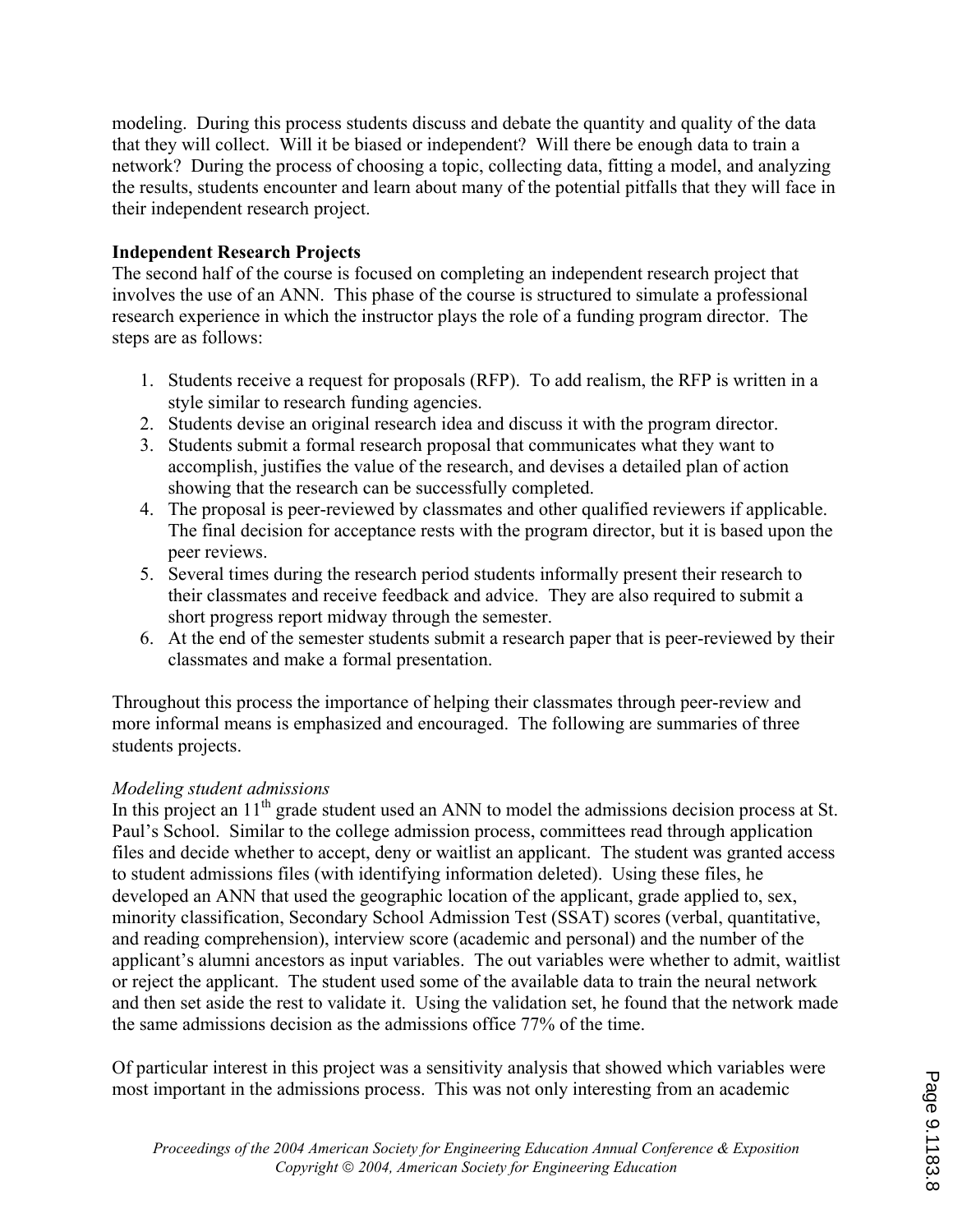modeling. During this process students discuss and debate the quantity and quality of the data that they will collect. Will it be biased or independent? Will there be enough data to train a network? During the process of choosing a topic, collecting data, fitting a model, and analyzing the results, students encounter and learn about many of the potential pitfalls that they will face in their independent research project.

**Independent Research Projects**

The second half of the course is focused on completing an independent research project that involves the use of an ANN. This phase of the course is structured to simulate a professional research experience in which the instructor plays the role of a funding program director. The steps are as follows:

1. Students receive a request for proposals (RFP). To add realism, the RFP is written in a style similar to research funding agencies.
2. Students devise an original research idea and discuss it with the program director.
3. Students submit a formal research proposal that communicates what they want to accomplish, justifies the value of the research, and devises a detailed plan of action showing that the research can be successfully completed.
4. The proposal is peer-reviewed by classmates and other qualified reviewers if applicable. The final decision for acceptance rests with the program director, but it is based upon the peer reviews.
5. Several times during the research period students informally present their research to their classmates and receive feedback and advice. They are also required to submit a short progress report midway through the semester.
6. At the end of the semester students submit a research paper that is peer-reviewed by their classmates and make a formal presentation.

Throughout this process the importance of helping their classmates through peer-review and more informal means is emphasized and encouraged. The following are summaries of three students projects.

*Modeling student admissions*

In this project an 11th grade student used an ANN to model the admissions decision process at St. Paul's School. Similar to the college admission process, committees read through application files and decide whether to accept, deny or waitlist an applicant. The student was granted access to student admissions files (with identifying information deleted). Using these files, he developed an ANN that used the geographic location of the applicant, grade applied to, sex, minority classification, Secondary School Admission Test (SSAT) scores (verbal, quantitative, and reading comprehension), interview score (academic and personal) and the number of the applicant's alumni ancestors as input variables. The out variables were whether to admit, waitlist or reject the applicant. The student used some of the available data to train the neural network and then set aside the rest to validate it. Using the validation set, he found that the network made the same admissions decision as the admissions office 77% of the time.

Of particular interest in this project was a sensitivity analysis that showed which variables were most important in the admissions process. This was not only interesting from an academic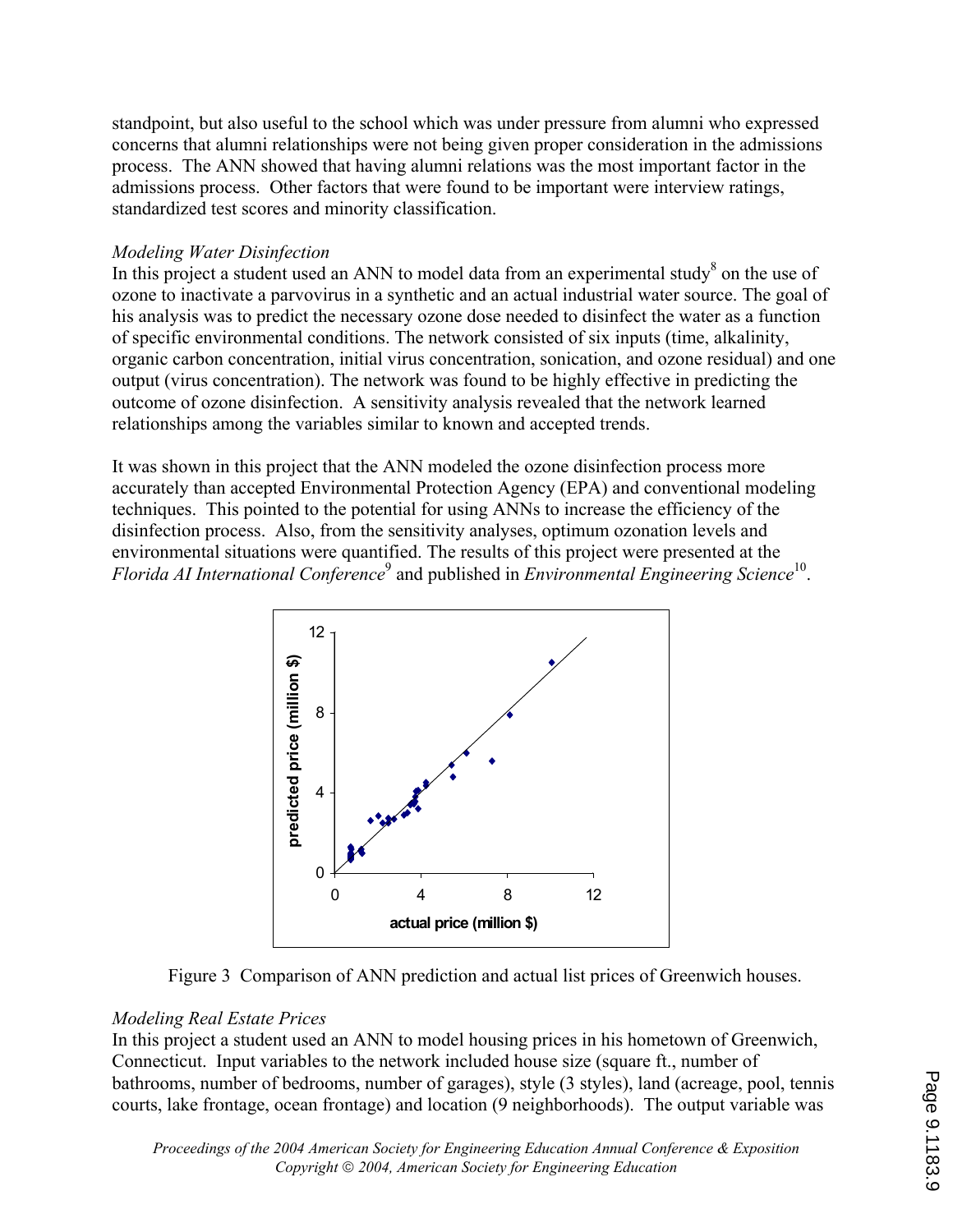standpoint, but also useful to the school which was under pressure from alumni who expressed concerns that alumni relationships were not being given proper consideration in the admissions process. The ANN showed that having alumni relations was the most important factor in the admissions process. Other factors that were found to be important were interview ratings, standardized test scores and minority classification.

*Modeling Water Disinfection*

In this project a student used an ANN to model data from an experimental study[8] on the use of ozone to inactivate a parvovirus in a synthetic and an actual industrial water source. The goal of his analysis was to predict the necessary ozone dose needed to disinfect the water as a function of specific environmental conditions. The network consisted of six inputs (time, alkalinity, organic carbon concentration, initial virus concentration, sonication, and ozone residual) and one output (virus concentration). The network was found to be highly effective in predicting the outcome of ozone disinfection. A sensitivity analysis revealed that the network learned relationships among the variables similar to known and accepted trends.

It was shown in this project that the ANN modeled the ozone disinfection process more accurately than accepted Environmental Protection Agency (EPA) and conventional modeling techniques. This pointed to the potential for using ANNs to increase the efficiency of the disinfection process. Also, from the sensitivity analyses, optimum ozonation levels and environmental situations were quantified. The results of this project were presented at the *Florida AI International Conference*[9] and published in *Environmental Engineering Science*[10].

Figure 3 Comparison of ANN prediction and actual list prices of Greenwich houses.

*Modeling Real Estate Prices*

In this project a student used an ANN to model housing prices in his hometown of Greenwich, Connecticut. Input variables to the network included house size (square ft., number of bathrooms, number of bedrooms, number of garages), style (3 styles), land (acreage, pool, tennis courts, lake frontage, ocean frontage) and location (9 neighborhoods). The output variable was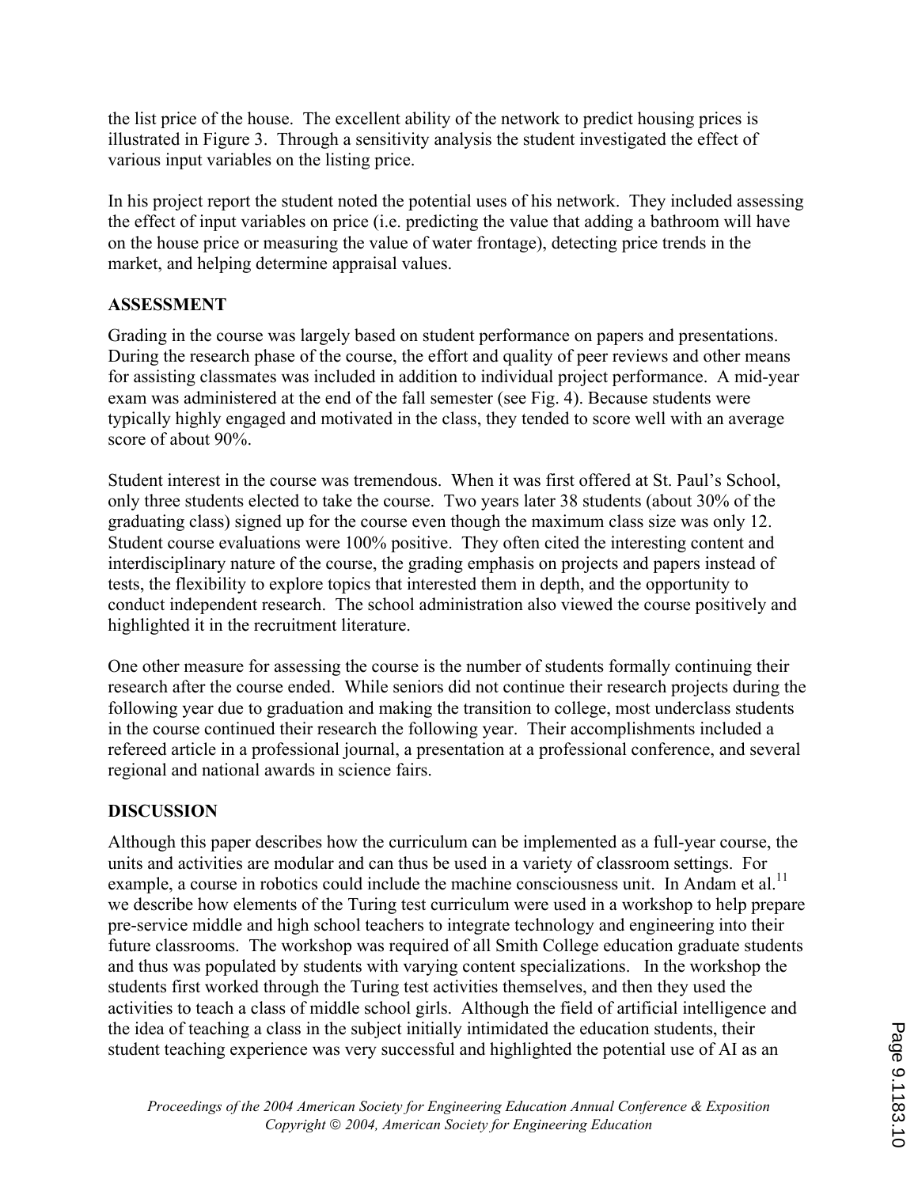the list price of the house. The excellent ability of the network to predict housing prices is illustrated in Figure 3. Through a sensitivity analysis the student investigated the effect of various input variables on the listing price.

In his project report the student noted the potential uses of his network. They included assessing the effect of input variables on price (i.e. predicting the value that adding a bathroom will have on the house price or measuring the value of water frontage), detecting price trends in the market, and helping determine appraisal values.

## ASSESSMENT

Grading in the course was largely based on student performance on papers and presentations. During the research phase of the course, the effort and quality of peer reviews and other means for assisting classmates was included in addition to individual project performance. A mid-year exam was administered at the end of the fall semester (see Fig. 4). Because students were typically highly engaged and motivated in the class, they tended to score well with an average score of about 90%.

Student interest in the course was tremendous. When it was first offered at St. Paul's School, only three students elected to take the course. Two years later 38 students (about 30% of the graduating class) signed up for the course even though the maximum class size was only 12. Student course evaluations were 100% positive. They often cited the interesting content and interdisciplinary nature of the course, the grading emphasis on projects and papers instead of tests, the flexibility to explore topics that interested them in depth, and the opportunity to conduct independent research. The school administration also viewed the course positively and highlighted it in the recruitment literature.

One other measure for assessing the course is the number of students formally continuing their research after the course ended. While seniors did not continue their research projects during the following year due to graduation and making the transition to college, most underclass students in the course continued their research the following year. Their accomplishments included a refereed article in a professional journal, a presentation at a professional conference, and several regional and national awards in science fairs.

## DISCUSSION

Although this paper describes how the curriculum can be implemented as a full-year course, the units and activities are modular and can thus be used in a variety of classroom settings. For example, a course in robotics could include the machine consciousness unit. In Andam et al.[11] we describe how elements of the Turing test curriculum were used in a workshop to help prepare pre-service middle and high school teachers to integrate technology and engineering into their future classrooms. The workshop was required of all Smith College education graduate students and thus was populated by students with varying content specializations. In the workshop the students first worked through the Turing test activities themselves, and then they used the activities to teach a class of middle school girls. Although the field of artificial intelligence and the idea of teaching a class in the subject initially intimidated the education students, their student teaching experience was very successful and highlighted the potential use of AI as an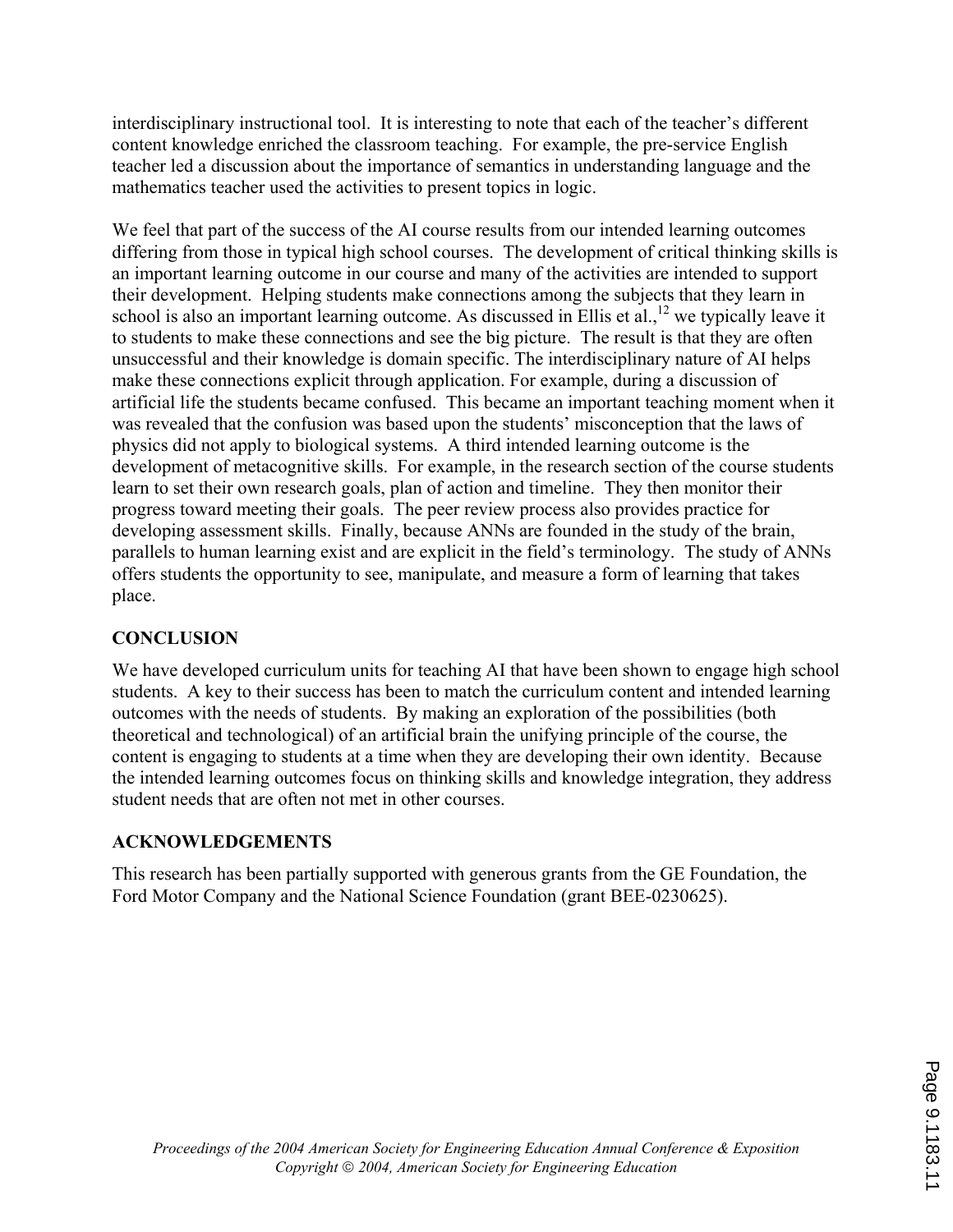interdisciplinary instructional tool. It is interesting to note that each of the teacher's different content knowledge enriched the classroom teaching. For example, the pre-service English teacher led a discussion about the importance of semantics in understanding language and the mathematics teacher used the activities to present topics in logic.

We feel that part of the success of the AI course results from our intended learning outcomes differing from those in typical high school courses. The development of critical thinking skills is an important learning outcome in our course and many of the activities are intended to support their development. Helping students make connections among the subjects that they learn in school is also an important learning outcome. As discussed in Ellis et al.,[12] we typically leave it to students to make these connections and see the big picture. The result is that they are often unsuccessful and their knowledge is domain specific. The interdisciplinary nature of AI helps make these connections explicit through application. For example, during a discussion of artificial life the students became confused. This became an important teaching moment when it was revealed that the confusion was based upon the students' misconception that the laws of physics did not apply to biological systems. A third intended learning outcome is the development of metacognitive skills. For example, in the research section of the course students learn to set their own research goals, plan of action and timeline. They then monitor their progress toward meeting their goals. The peer review process also provides practice for developing assessment skills. Finally, because ANNs are founded in the study of the brain, parallels to human learning exist and are explicit in the field's terminology. The study of ANNs offers students the opportunity to see, manipulate, and measure a form of learning that takes place.

## CONCLUSION

We have developed curriculum units for teaching AI that have been shown to engage high school students. A key to their success has been to match the curriculum content and intended learning outcomes with the needs of students. By making an exploration of the possibilities (both theoretical and technological) of an artificial brain the unifying principle of the course, the content is engaging to students at a time when they are developing their own identity. Because the intended learning outcomes focus on thinking skills and knowledge integration, they address student needs that are often not met in other courses.

## ACKNOWLEDGEMENTS

This research has been partially supported with generous grants from the GE Foundation, the Ford Motor Company and the National Science Foundation (grant BEE-0230625).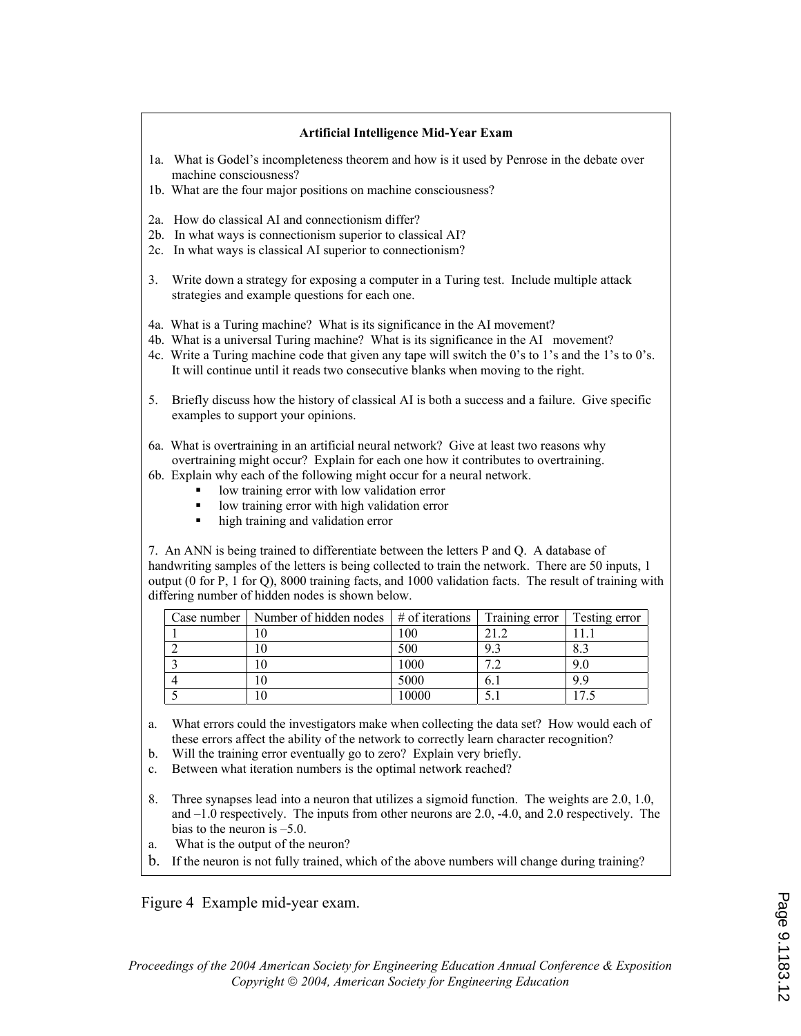**Artificial Intelligence Mid-Year Exam**

1a. What is Godel's incompleteness theorem and how is it used by Penrose in the debate over machine consciousness?
1b. What are the four major positions on machine consciousness?

2a. How do classical AI and connectionism differ?
2b. In what ways is connectionism superior to classical AI?
2c. In what ways is classical AI superior to connectionism?

3. Write down a strategy for exposing a computer in a Turing test. Include multiple attack strategies and example questions for each one.

4a. What is a Turing machine? What is its significance in the AI movement?
4b. What is a universal Turing machine? What is its significance in the AI movement?
4c. Write a Turing machine code that given any tape will switch the 0's to 1's and the 1's to 0's. It will continue until it reads two consecutive blanks when moving to the right.

5. Briefly discuss how the history of classical AI is both a success and a failure. Give specific examples to support your opinions.

6a. What is overtraining in an artificial neural network? Give at least two reasons why overtraining might occur? Explain for each one how it contributes to overtraining.
6b. Explain why each of the following might occur for a neural network.

- low training error with low validation error
- low training error with high validation error
- high training and validation error

7. An ANN is being trained to differentiate between the letters P and Q. A database of handwriting samples of the letters is being collected to train the network. There are 50 inputs, 1 output (0 for P, 1 for Q), 8000 training facts, and 1000 validation facts. The result of training with differing number of hidden nodes is shown below.

| Case number | Number of hidden nodes | # of iterations | Training error | Testing error |
|---|---|---|---|---|
| 1 | 10 | 100 | 21.2 | 11.1 |
| 2 | 10 | 500 | 9.3 | 8.3 |
| 3 | 10 | 1000 | 7.2 | 9.0 |
| 4 | 10 | 5000 | 6.1 | 9.9 |
| 5 | 10 | 10000 | 5.1 | 17.5 |

a. What errors could the investigators make when collecting the data set? How would each of these errors affect the ability of the network to correctly learn character recognition?
b. Will the training error eventually go to zero? Explain very briefly.
c. Between what iteration numbers is the optimal network reached?

8. Three synapses lead into a neuron that utilizes a sigmoid function. The weights are 2.0, 1.0, and –1.0 respectively. The inputs from other neurons are 2.0, -4.0, and 2.0 respectively. The bias to the neuron is –5.0.

a. What is the output of the neuron?
b. If the neuron is not fully trained, which of the above numbers will change during training?

Figure 4 Example mid-year exam.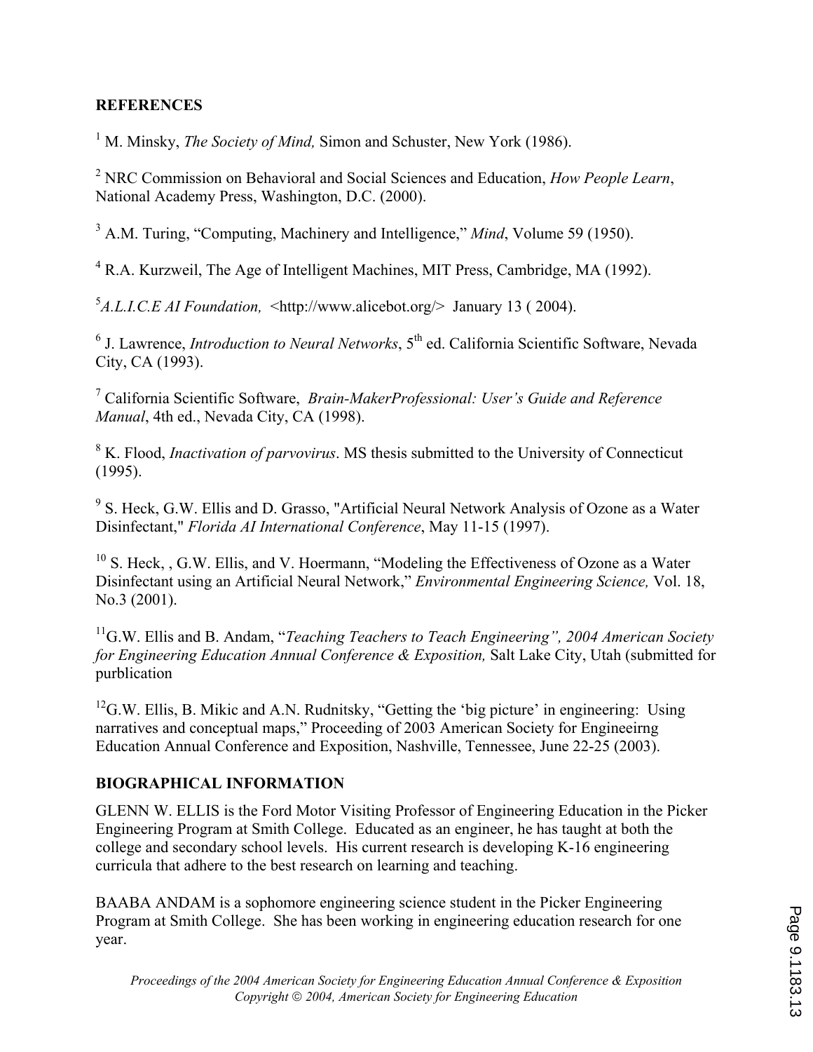## REFERENCES

[1] M. Minsky, *The Society of Mind,* Simon and Schuster, New York (1986).

[2] NRC Commission on Behavioral and Social Sciences and Education, *How People Learn*, National Academy Press, Washington, D.C. (2000).

[3] A.M. Turing, "Computing, Machinery and Intelligence," *Mind*, Volume 59 (1950).

[4] R.A. Kurzweil, The Age of Intelligent Machines, MIT Press, Cambridge, MA (1992).

[5] *A.L.I.C.E AI Foundation,* <http://www.alicebot.org/> January 13 ( 2004).

[6] J. Lawrence, *Introduction to Neural Networks*, 5th ed. California Scientific Software, Nevada City, CA (1993).

[7] California Scientific Software, *Brain-MakerProfessional: User's Guide and Reference Manual*, 4th ed., Nevada City, CA (1998).

[8] K. Flood, *Inactivation of parvovirus*. MS thesis submitted to the University of Connecticut (1995).

[9] S. Heck, G.W. Ellis and D. Grasso, "Artificial Neural Network Analysis of Ozone as a Water Disinfectant," *Florida AI International Conference*, May 11-15 (1997).

[10] S. Heck, , G.W. Ellis, and V. Hoermann, "Modeling the Effectiveness of Ozone as a Water Disinfectant using an Artificial Neural Network," *Environmental Engineering Science,* Vol. 18, No.3 (2001).

[11] G.W. Ellis and B. Andam, "*Teaching Teachers to Teach Engineering", 2004 American Society for Engineering Education Annual Conference & Exposition,* Salt Lake City, Utah (submitted for purblication

[12] G.W. Ellis, B. Mikic and A.N. Rudnitsky, "Getting the 'big picture' in engineering: Using narratives and conceptual maps," Proceeding of 2003 American Society for Engineeirng Education Annual Conference and Exposition, Nashville, Tennessee, June 22-25 (2003).

## BIOGRAPHICAL INFORMATION

GLENN W. ELLIS is the Ford Motor Visiting Professor of Engineering Education in the Picker Engineering Program at Smith College. Educated as an engineer, he has taught at both the college and secondary school levels. His current research is developing K-16 engineering curricula that adhere to the best research on learning and teaching.

BAABA ANDAM is a sophomore engineering science student in the Picker Engineering Program at Smith College. She has been working in engineering education research for one year.